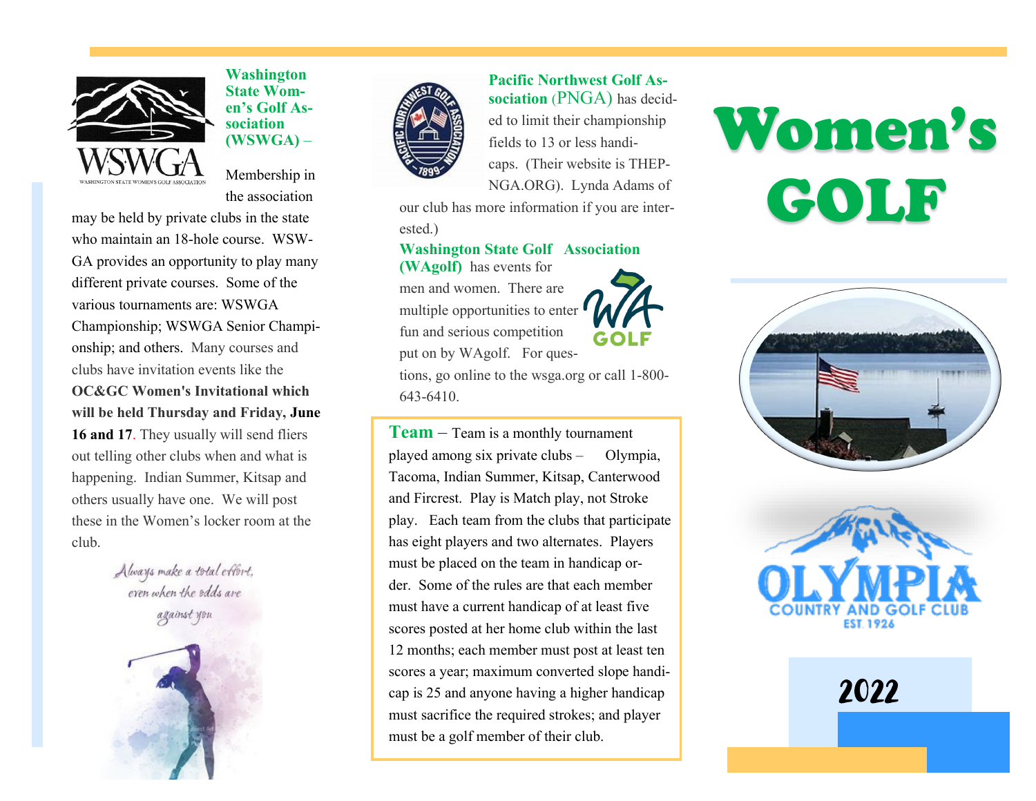**Washington State Women's Golf Association (WSWGA)** – Membership in the association may be held by private clubs in the state who maintain an 18-hole course. WSWGA provides an opportunity to play many different private courses. Some of the various tournaments are: WSWGA Championship; WSWGA Senior Championship; and others. Many courses and clubs have invitation events like the **OC&GC Women's Invitational which will be held Thursday and Friday, June 16 and 17**. They usually will send fliers out telling other clubs when and what is happening. Indian Summer, Kitsap and others usually have one. We will post these in the Women's locker room at the club.

*Always make a total effort, even when the odds are against you*

**Pacific Northwest Golf Association** (PNGA) has decided to limit their championship fields to 13 or less handicaps. (Their website is THEPNGA.ORG). Lynda Adams of our club has more information if you are interested.)

**Washington State Golf Association (WAgolf)** has events for men and women. There are multiple opportunities to enter fun and serious competition put on by WAgolf. For questions, go online to the wsga.org or call 1-800-643-6410.

**Team** – Team is a monthly tournament played among six private clubs – Olympia, Tacoma, Indian Summer, Kitsap, Canterwood and Fircrest. Play is Match play, not Stroke play. Each team from the clubs that participate has eight players and two alternates. Players must be placed on the team in handicap order. Some of the rules are that each member must have a current handicap of at least five scores posted at her home club within the last 12 months; each member must post at least ten scores a year; maximum converted slope handicap is 25 and anyone having a higher handicap must sacrifice the required strokes; and player must be a golf member of their club.

# Women's GOLF

OLYMPIA COUNTRY AND GOLF CLUB EST. 1926

2022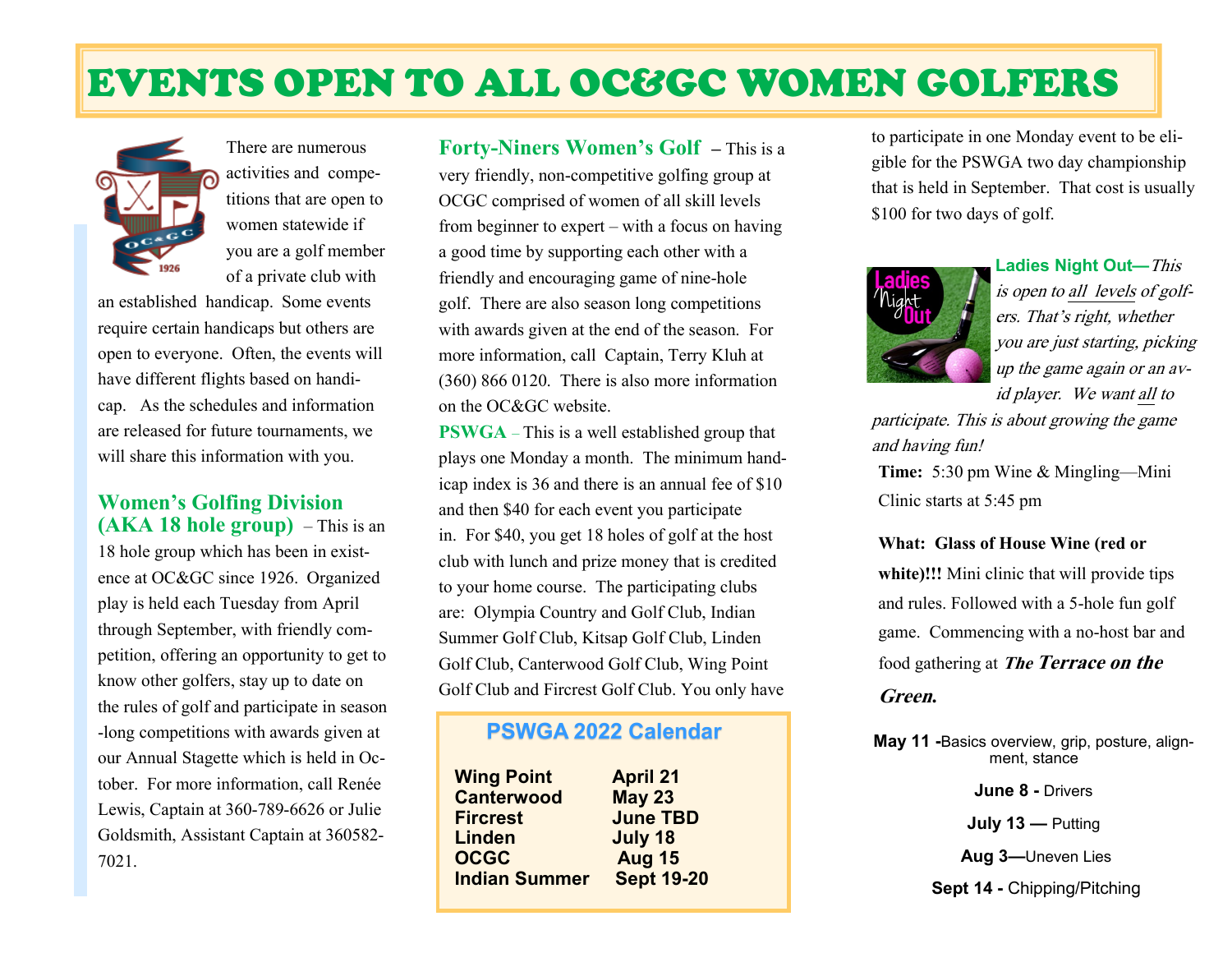# EVENTS OPEN TO ALL OC&GC WOMEN GOLFERS

There are numerous activities and competitions that are open to women statewide if you are a golf member of a private club with an established handicap. Some events require certain handicaps but others are open to everyone. Often, the events will have different flights based on handicap. As the schedules and information are released for future tournaments, we will share this information with you.

## Women's Golfing Division (AKA 18 hole group)

– This is an 18 hole group which has been in existence at OC&GC since 1926. Organized play is held each Tuesday from April through September, with friendly competition, offering an opportunity to get to know other golfers, stay up to date on the rules of golf and participate in season-long competitions with awards given at our Annual Stagette which is held in October. For more information, call Renée Lewis, Captain at 360-789-6626 or Julie Goldsmith, Assistant Captain at 360582-7021.

## Forty-Niners Women's Golf

– This is a very friendly, non-competitive golfing group at OCGC comprised of women of all skill levels from beginner to expert – with a focus on having a good time by supporting each other with a friendly and encouraging game of nine-hole golf. There are also season long competitions with awards given at the end of the season. For more information, call Captain, Terry Kluh at (360) 866 0120. There is also more information on the OC&GC website.

## PSWGA

– This is a well established group that plays one Monday a month. The minimum handicap index is 36 and there is an annual fee of $10 and then $40 for each event you participate in. For $40, you get 18 holes of golf at the host club with lunch and prize money that is credited to your home course. The participating clubs are: Olympia Country and Golf Club, Indian Summer Golf Club, Kitsap Golf Club, Linden Golf Club, Canterwood Golf Club, Wing Point Golf Club and Fircrest Golf Club. You only have to participate in one Monday event to be eligible for the PSWGA two day championship that is held in September. That cost is usually $100 for two days of golf.

### PSWGA 2022 Calendar

| | |
|---|---|
| **Wing Point** | **April 21** |
| **Canterwood** | **May 23** |
| **Fircrest** | **June TBD** |
| **Linden** | **July 18** |
| **OCGC** | **Aug 15** |
| **Indian Summer** | **Sept 19-20** |

## Ladies Night Out

—*This is open to all levels of golfers. That's right, whether you are just starting, picking up the game again or an avid player. We want all to participate. This is about growing the game and having fun!*

**Time:** 5:30 pm Wine & Mingling—Mini Clinic starts at 5:45 pm

**What: Glass of House Wine (red or white)!!!** Mini clinic that will provide tips and rules. Followed with a 5-hole fun golf game. Commencing with a no-host bar and food gathering at ***The Terrace on the Green.***

**May 11 -** Basics overview, grip, posture, alignment, stance

**June 8 -** Drivers

**July 13 —** Putting

**Aug 3—** Uneven Lies

**Sept 14 -** Chipping/Pitching